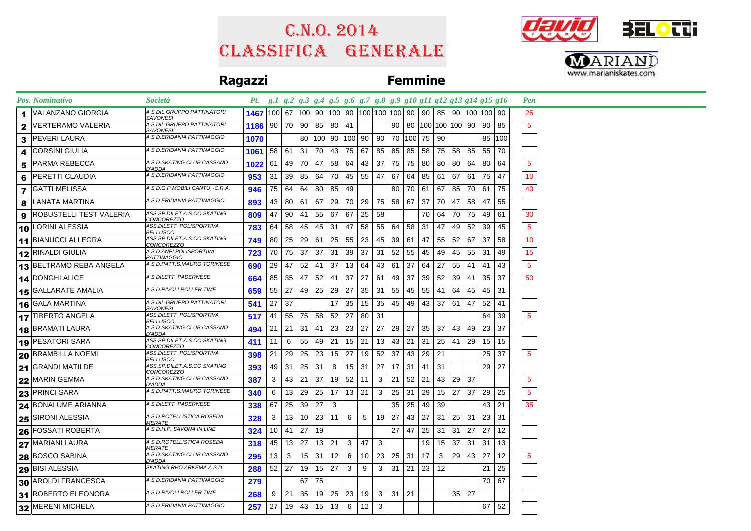# C.N.O. 2014
# Classifica Generale

**Ragazzi** **Femmine**

| Pos. | Nominativo | Società | Pt. | g.1 | g.2 | g.3 | g.4 | g.5 | g.6 | g.7 | g.8 | g.9 | g10 | g11 | g12 | g13 | g14 | g15 | g16 | Pen |
|---|---|---|---|---|---|---|---|---|---|---|---|---|---|---|---|---|---|---|---|---|
| 1 | VALANZANO GIORGIA | A.S.DIL.GRUPPO PATTINATORI SAVONESI | 1467 | 100 | 67 | 100 | 90 | 100 | 90 | 100 | 100 | 100 | 90 | 90 | 85 | 90 | 100 | 100 | 90 | 25 |
| 2 | VERTERAMO VALERIA | A.S.DIL.GRUPPO PATTINATORI SAVONESI | 1186 | 90 | 70 | 90 | 85 | 80 | 41 | | | 90 | 80 | 100 | 100 | 100 | 90 | 90 | 85 | 5 |
| 3 | PEVERI LAURA | A.S.D.ERIDANIA PATTINAGGIO | 1070 | | | 80 | 100 | 90 | 100 | 90 | 90 | 70 | 100 | 75 | 90 | | | 85 | 100 | |
| 4 | CORSINI GIULIA | A.S.D.ERIDANIA PATTINAGGIO | 1061 | 58 | 61 | 31 | 70 | 43 | 75 | 67 | 85 | 85 | 85 | 58 | 75 | 58 | 85 | 55 | 70 | |
| 5 | PARMA REBECCA | A.S.D.SKATING CLUB CASSANO D'ADDA | 1022 | 61 | 49 | 70 | 47 | 58 | 64 | 43 | 37 | 75 | 75 | 80 | 80 | 80 | 64 | 80 | 64 | 5 |
| 6 | PERETTI CLAUDIA | A.S.D.ERIDANIA PATTINAGGIO | 953 | 31 | 39 | 85 | 64 | 70 | 45 | 55 | 47 | 67 | 64 | 85 | 61 | 67 | 61 | 75 | 47 | 10 |
| 7 | GATTI MELISSA | A.S.D.G.P.MOBILI CANTU' -C.R.A. | 946 | 75 | 64 | 64 | 80 | 85 | 49 | | | 80 | 70 | 61 | 67 | 85 | 70 | 61 | 75 | 40 |
| 8 | LANATA MARTINA | A.S.D.ERIDANIA PATTINAGGIO | 893 | 43 | 80 | 61 | 67 | 29 | 70 | 29 | 75 | 58 | 67 | 37 | 70 | 47 | 58 | 47 | 55 | |
| 9 | ROBUSTELLI TEST VALERIA | ASS.SP.DILET.A.S.CO.SKATING CONCOREZZO | 809 | 47 | 90 | 41 | 55 | 67 | 67 | 25 | 58 | | | 70 | 64 | 70 | 75 | 49 | 61 | 30 |
| 10 | LORINI ALESSIA | ASS.DILETT. POLISPORTIVA BELLUSCO | 783 | 64 | 58 | 45 | 45 | 31 | 47 | 58 | 55 | 64 | 58 | 31 | 47 | 49 | 52 | 39 | 45 | 5 |
| 11 | BIANUCCI ALLEGRA | ASS.SP.DILET.A.S.CO.SKATING CONCOREZZO | 749 | 80 | 25 | 29 | 61 | 25 | 55 | 23 | 45 | 39 | 61 | 47 | 55 | 52 | 67 | 37 | 58 | 10 |
| 12 | RINALDI GIULIA | A.S.D.ANPI POLISPORTIVA PATTINAGGIO | 723 | 70 | 75 | 37 | 37 | 31 | 39 | 37 | 31 | 52 | 55 | 45 | 49 | 45 | 55 | 31 | 49 | 15 |
| 13 | BELTRAMO REBA ANGELA | A.S.D.PATT.S.MAURO TORINESE | 690 | 29 | 47 | 52 | 41 | 37 | 13 | 64 | 43 | 61 | 37 | 64 | 27 | 55 | 41 | 41 | 43 | 5 |
| 14 | DONGHI ALICE | A.S.DILETT. PADERNESE | 664 | 85 | 35 | 47 | 52 | 41 | 37 | 27 | 61 | 49 | 37 | 39 | 52 | 39 | 41 | 35 | 37 | 50 |
| 15 | GALLARATE AMALIA | A.S.D.RIVOLI ROLLER TIME | 659 | 55 | 27 | 49 | 25 | 29 | 27 | 35 | 31 | 55 | 45 | 55 | 41 | 64 | 45 | 45 | 31 | |
| 16 | GALA MARTINA | A.S.DIL.GRUPPO PATTINATORI SAVONESI | 541 | 27 | 37 | | | 17 | 35 | 15 | 35 | 45 | 49 | 43 | 37 | 61 | 47 | 52 | 41 | |
| 17 | TIBERTO ANGELA | ASS.DILETT. POLISPORTIVA BELLUSCO | 517 | 41 | 55 | 75 | 58 | 52 | 27 | 80 | 31 | | | | | | | 64 | 39 | 5 |
| 18 | BRAMATI LAURA | A.S.D.SKATING CLUB CASSANO D'ADDA | 494 | 21 | 21 | 31 | 41 | 23 | 23 | 27 | 27 | 29 | 27 | 35 | 37 | 43 | 49 | 23 | 37 | |
| 19 | PESATORI SARA | ASS.SP.DILET.A.S.CO.SKATING CONCOREZZO | 411 | 11 | 6 | 55 | 49 | 21 | 15 | 21 | 13 | 43 | 21 | 31 | 25 | 41 | 29 | 15 | 15 | |
| 20 | BRAMBILLA NOEMI | ASS.DILETT. POLISPORTIVA BELLUSCO | 398 | 21 | 29 | 25 | 23 | 15 | 27 | 19 | 52 | 37 | 43 | 29 | 21 | | | 25 | 37 | 5 |
| 21 | GRANDI MATILDE | ASS.SP.DILET.A.S.CO.SKATING CONCOREZZO | 393 | 49 | 31 | 25 | 31 | 8 | 15 | 31 | 27 | 17 | 31 | 41 | 31 | | | 29 | 27 | |
| 22 | MARIN GEMMA | A.S.D.SKATING CLUB CASSANO D'ADDA | 387 | 3 | 43 | 21 | 37 | 19 | 52 | 11 | 3 | 21 | 52 | 21 | 43 | 29 | 37 | | | 5 |
| 23 | PRINCI SARA | A.S.D.PATT.S.MAURO TORINESE | 340 | 6 | 13 | 29 | 25 | 17 | 13 | 21 | 3 | 25 | 31 | 29 | 15 | 27 | 37 | 29 | 25 | 5 |
| 24 | BONALUME ARIANNA | A.S.DILETT. PADERNESE | 338 | 67 | 25 | 39 | 27 | 3 | | | | 35 | 25 | 49 | 39 | | | 43 | 21 | 35 |
| 25 | SIRONI ALESSIA | A.S.D.ROTELLISTICA ROSEDA MERATE | 328 | 3 | 13 | 10 | 23 | 11 | 6 | 5 | 19 | 27 | 43 | 27 | 31 | 25 | 31 | 23 | 31 | |
| 26 | FOSSATI ROBERTA | A.S.D.H.P. SAVONA IN LINE | 324 | 10 | 41 | 27 | 19 | | | | | 27 | 47 | 25 | 31 | 31 | 27 | 27 | 12 | |
| 27 | MARIANI LAURA | A.S.D.ROTELLISTICA ROSEDA MERATE | 318 | 45 | 13 | 27 | 13 | 21 | 3 | 47 | 3 | | | 19 | 15 | 37 | 31 | 31 | 13 | |
| 28 | BOSCO SABINA | A.S.D.SKATING CLUB CASSANO D'ADDA | 295 | 13 | 3 | 15 | 31 | 12 | 6 | 10 | 23 | 25 | 31 | 17 | 3 | 29 | 43 | 27 | 12 | 5 |
| 29 | BISI ALESSIA | SKATING RHO ARKEMA A.S.D. | 288 | 52 | 27 | 19 | 15 | 27 | 3 | 9 | 3 | 31 | 21 | 23 | 12 | | | 21 | 25 | |
| 30 | AROLDI FRANCESCA | A.S.D.ERIDANIA PATTINAGGIO | 279 | | | 67 | 75 | | | | | | | | | | | 70 | 67 | |
| 31 | ROBERTO ELEONORA | A.S.D.RIVOLI ROLLER TIME | 268 | 9 | 21 | 35 | 19 | 25 | 23 | 19 | 3 | 31 | 21 | | | 35 | 27 | | | |
| 32 | MERENI MICHELA | A.S.D.ERIDANIA PATTINAGGIO | 257 | 27 | 19 | 43 | 15 | 13 | 6 | 12 | 3 | | | | | | | 67 | 52 | |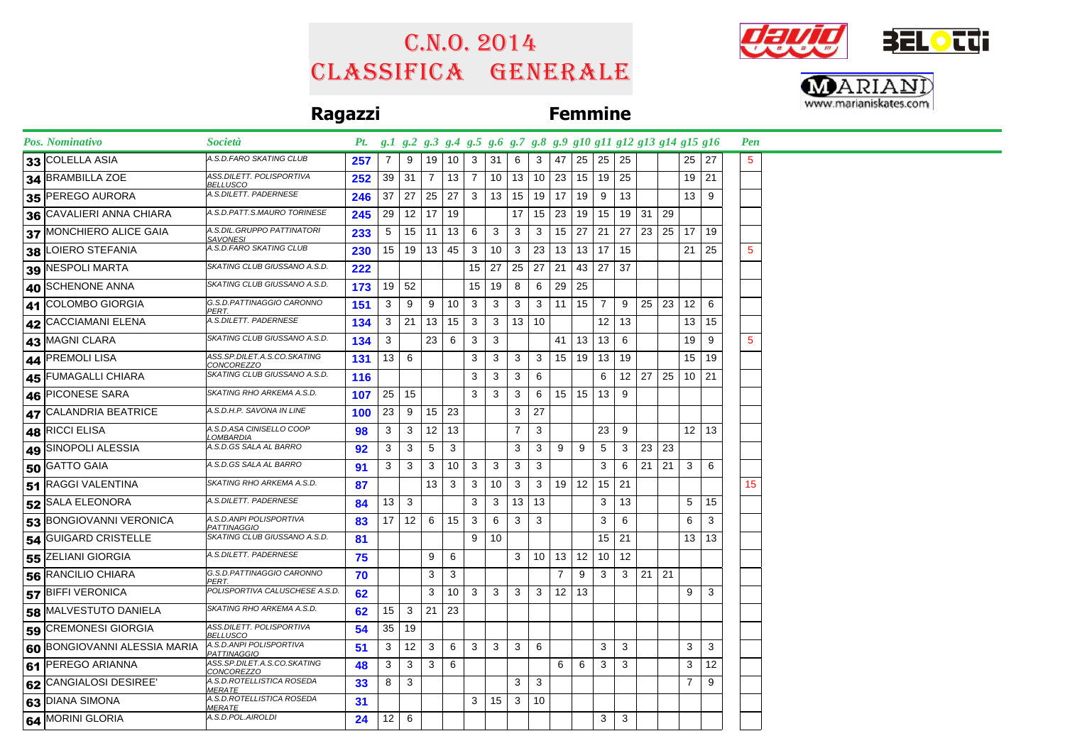# C.N.O. 2014
# Classifica Generale

## Ragazzi — Femmine

| Pos. | Nominativo | Società | Pt. | g.1 | g.2 | g.3 | g.4 | g.5 | g.6 | g.7 | g.8 | g.9 | g10 | g11 | g12 | g13 | g14 | g15 | g16 | Pen |
|---|---|---|---|---|---|---|---|---|---|---|---|---|---|---|---|---|---|---|---|---|
| 33 | COLELLA ASIA | A.S.D.FARO SKATING CLUB | 257 | 7 | 9 | 19 | 10 | 3 | 31 | 6 | 3 | 47 | 25 | 25 | 25 | | | 25 | 27 | 5 |
| 34 | BRAMBILLA ZOE | ASS.DILETT. POLISPORTIVA BELLUSCO | 252 | 39 | 31 | 7 | 13 | 7 | 10 | 13 | 10 | 23 | 15 | 19 | 25 | | | 19 | 21 | |
| 35 | PEREGO AURORA | A.S.DILETT. PADERNESE | 246 | 37 | 27 | 25 | 27 | 3 | 13 | 15 | 19 | 17 | 19 | 9 | 13 | | | 13 | 9 | |
| 36 | CAVALIERI ANNA CHIARA | A.S.D.PATT.S.MAURO TORINESE | 245 | 29 | 12 | 17 | 19 | | | 17 | 15 | 23 | 19 | 15 | 19 | 31 | 29 | | | |
| 37 | MONCHIERO ALICE GAIA | A.S.DIL.GRUPPO PATTINATORI SAVONESI | 233 | 5 | 15 | 11 | 13 | 6 | 3 | 3 | 3 | 15 | 27 | 21 | 27 | 23 | 25 | 17 | 19 | |
| 38 | LOIERO STEFANIA | A.S.D.FARO SKATING CLUB | 230 | 15 | 19 | 13 | 45 | 3 | 10 | 3 | 23 | 13 | 13 | 17 | 15 | | | 21 | 25 | 5 |
| 39 | NESPOLI MARTA | SKATING CLUB GIUSSANO A.S.D. | 222 | | | | | 15 | 27 | 25 | 27 | 21 | 43 | 27 | 37 | | | | | |
| 40 | SCHENONE ANNA | SKATING CLUB GIUSSANO A.S.D. | 173 | 19 | 52 | | | 15 | 19 | 8 | 6 | 29 | 25 | | | | | | | |
| 41 | COLOMBO GIORGIA | G.S.D.PATTINAGGIO CARONNO PERT. | 151 | 3 | 9 | 9 | 10 | 3 | 3 | 3 | 3 | 11 | 15 | 7 | 9 | 25 | 23 | 12 | 6 | |
| 42 | CACCIAMANI ELENA | A.S.DILETT. PADERNESE | 134 | 3 | 21 | 13 | 15 | 3 | 3 | 13 | 10 | | | 12 | 13 | | | 13 | 15 | |
| 43 | MAGNI CLARA | SKATING CLUB GIUSSANO A.S.D. | 134 | 3 | | 23 | 6 | 3 | 3 | | | 41 | 13 | 13 | 6 | | | 19 | 9 | 5 |
| 44 | PREMOLI LISA | ASS.SP.DILET.A.S.CO.SKATING CONCOREZZO | 131 | 13 | 6 | | | 3 | 3 | 3 | 3 | 15 | 19 | 13 | 19 | | | 15 | 19 | |
| 45 | FUMAGALLI CHIARA | SKATING CLUB GIUSSANO A.S.D. | 116 | | | | | 3 | 3 | 3 | 6 | | | 6 | 12 | 27 | 25 | 10 | 21 | |
| 46 | PICONESE SARA | SKATING RHO ARKEMA A.S.D. | 107 | 25 | 15 | | | 3 | 3 | 3 | 6 | 15 | 15 | 13 | 9 | | | | | |
| 47 | CALANDRIA BEATRICE | A.S.D.H.P. SAVONA IN LINE | 100 | 23 | 9 | 15 | 23 | | | 3 | 27 | | | | | | | | | |
| 48 | RICCI ELISA | A.S.D.ASA CINISELLO COOP LOMBARDIA | 98 | 3 | 3 | 12 | 13 | | | 7 | 3 | | | 23 | 9 | | | 12 | 13 | |
| 49 | SINOPOLI ALESSIA | A.S.D.GS SALA AL BARRO | 92 | 3 | 3 | 5 | 3 | | | 3 | 3 | 9 | 9 | 5 | 3 | 23 | 23 | | | |
| 50 | GATTO GAIA | A.S.D.GS SALA AL BARRO | 91 | 3 | 3 | 3 | 10 | 3 | 3 | 3 | 3 | | | 3 | 6 | 21 | 21 | 3 | 6 | |
| 51 | RAGGI VALENTINA | SKATING RHO ARKEMA A.S.D. | 87 | | | 13 | 3 | 3 | 10 | 3 | 3 | 19 | 12 | 15 | 21 | | | | | 15 |
| 52 | SALA ELEONORA | A.S.DILETT. PADERNESE | 84 | 13 | 3 | | | 3 | 3 | 13 | 13 | | | 3 | 13 | | | 5 | 15 | |
| 53 | BONGIOVANNI VERONICA | A.S.D.ANPI POLISPORTIVA PATTINAGGIO | 83 | 17 | 12 | 6 | 15 | 3 | 6 | 3 | 3 | | | 3 | 6 | | | 6 | 3 | |
| 54 | GUIGARD CRISTELLE | SKATING CLUB GIUSSANO A.S.D. | 81 | | | | | 9 | 10 | | | | | 15 | 21 | | | 13 | 13 | |
| 55 | ZELIANI GIORGIA | A.S.DILETT. PADERNESE | 75 | | | 9 | 6 | | | 3 | 10 | 13 | 12 | 10 | 12 | | | | | |
| 56 | RANCILIO CHIARA | G.S.D.PATTINAGGIO CARONNO PERT. | 70 | | | 3 | 3 | | | | | 7 | 9 | 3 | 3 | 21 | 21 | | | |
| 57 | BIFFI VERONICA | POLISPORTIVA CALUSCHESE A.S.D. | 62 | | | 3 | 10 | 3 | 3 | 3 | 3 | 12 | 13 | | | | | 9 | 3 | |
| 58 | MALVESTUTO DANIELA | SKATING RHO ARKEMA A.S.D. | 62 | 15 | 3 | 21 | 23 | | | | | | | | | | | | | |
| 59 | CREMONESI GIORGIA | ASS.DILETT. POLISPORTIVA BELLUSCO | 54 | 35 | 19 | | | | | | | | | | | | | | | |
| 60 | BONGIOVANNI ALESSIA MARIA | A.S.D.ANPI POLISPORTIVA PATTINAGGIO | 51 | 3 | 12 | 3 | 6 | 3 | 3 | 3 | 6 | | | 3 | 3 | | | 3 | 3 | |
| 61 | PEREGO ARIANNA | ASS.SP.DILET.A.S.CO.SKATING CONCOREZZO | 48 | 3 | 3 | 3 | 6 | | | | | 6 | 6 | 3 | 3 | | | 3 | 12 | |
| 62 | CANGIALOSI DESIREE' | A.S.D.ROTELLISTICA ROSEDA MERATE | 33 | 8 | 3 | | | | | 3 | 3 | | | | | | | 7 | 9 | |
| 63 | DIANA SIMONA | A.S.D.ROTELLISTICA ROSEDA MERATE | 31 | | | | | 3 | 15 | 3 | 10 | | | | | | | | | |
| 64 | MORINI GLORIA | A.S.D.POL.AIROLDI | 24 | 12 | 6 | | | | | | | | | 3 | 3 | | | | | |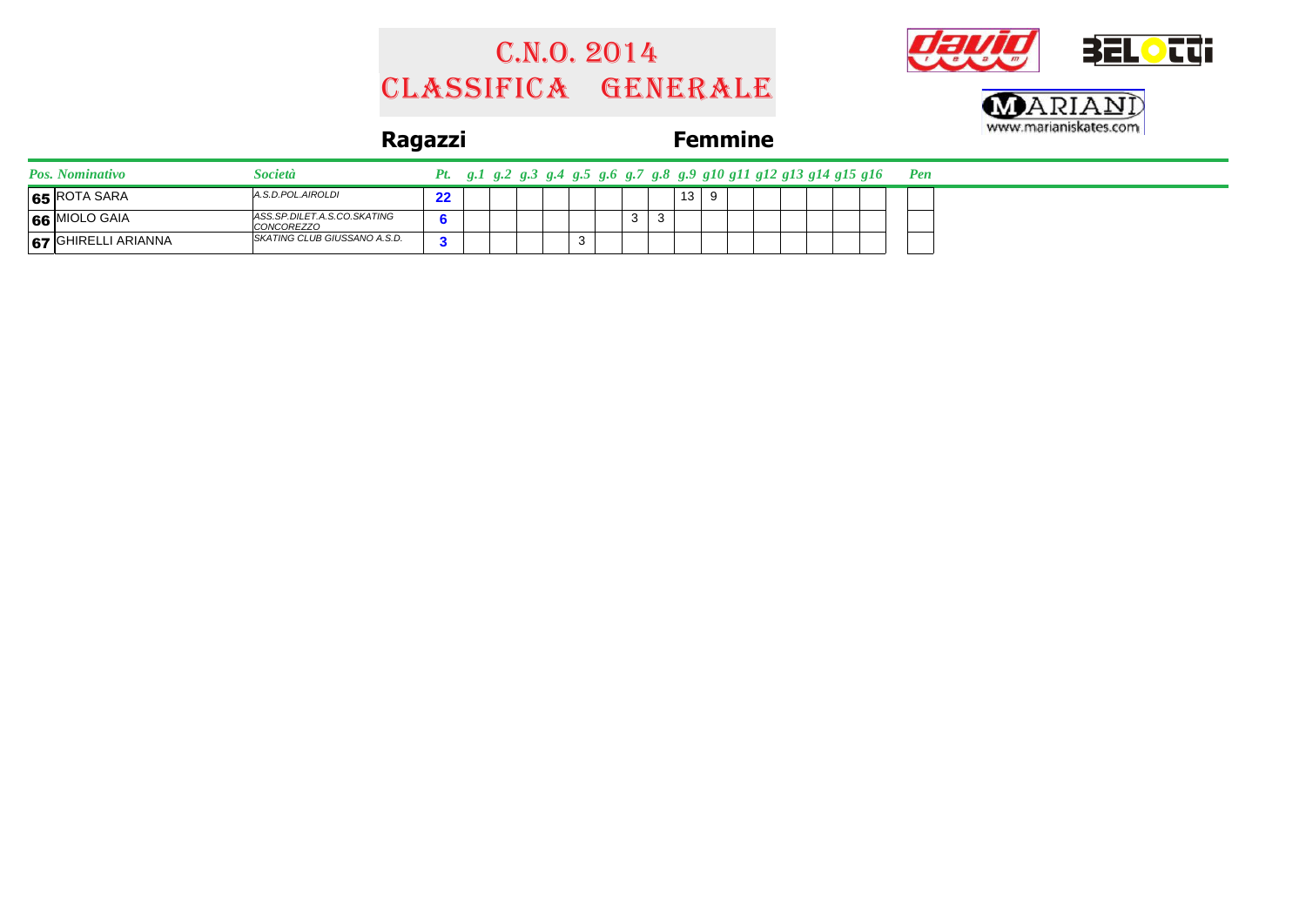# C.N.O. 2014
# CLASSIFICA GENERALE

## Ragazzi Femmine

| Pos. | Nominativo | Società | Pt. | g.1 | g.2 | g.3 | g.4 | g.5 | g.6 | g.7 | g.8 | g.9 | g.10 | g.11 | g.12 | g.13 | g.14 | g.15 | g.16 | Pen |
|---|---|---|---|---|---|---|---|---|---|---|---|---|---|---|---|---|---|---|---|---|
| 65 | ROTA SARA | A.S.D.POL.AIROLDI | 22 | | | | | | | | | 13 | 9 | | | | | | | |
| 66 | MIOLO GAIA | ASS.SP.DILET.A.S.CO.SKATING CONCOREZZO | 6 | | | | | | | 3 | 3 | | | | | | | | | |
| 67 | GHIRELLI ARIANNA | SKATING CLUB GIUSSANO A.S.D. | 3 | | | | | 3 | | | | | | | | | | | | |